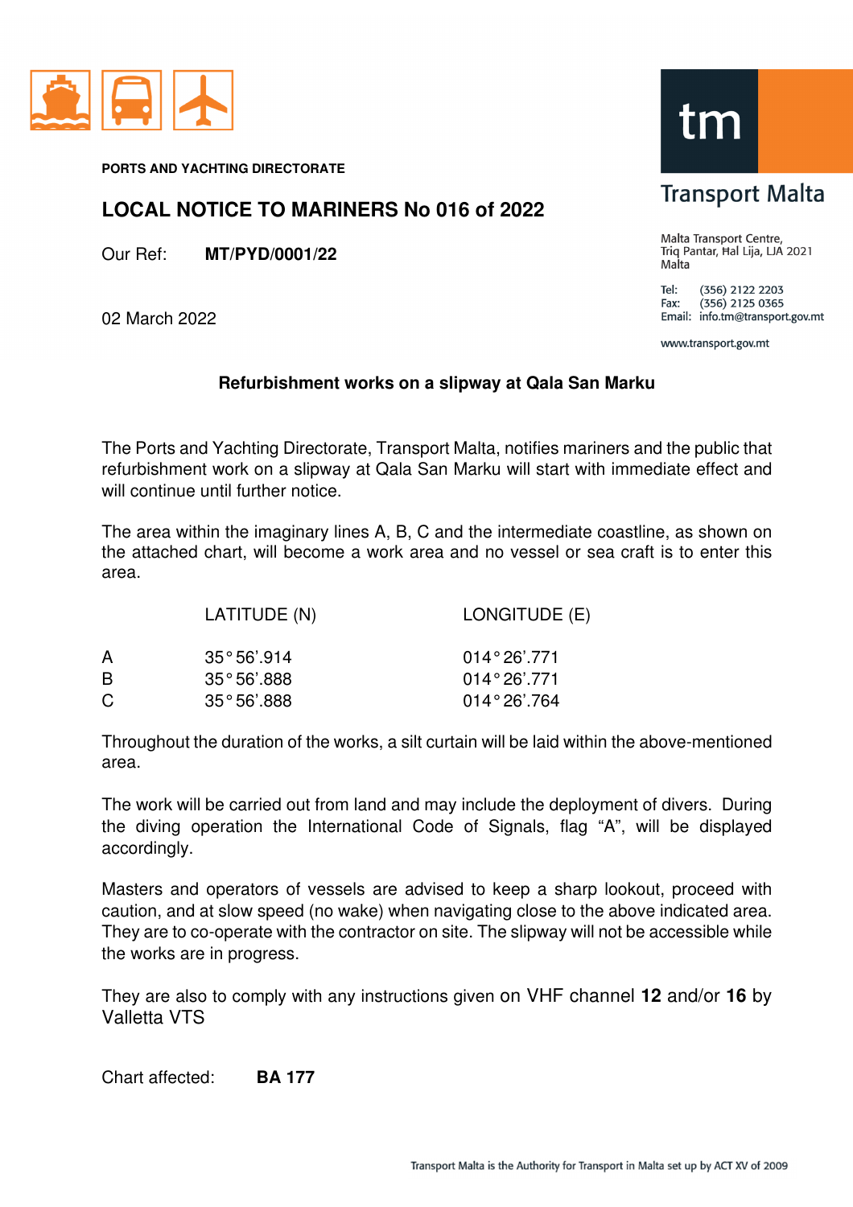PORTS AND YACHTING DIRECTORATE

# LOCAL NOTICE TO MARINERS No 016 of 2022

Our Ref: **MT/PYD/0001/22**

02 March 2022

**Transport Malta**

Malta Transport Centre,
Triq Pantar, Ħal Lija, LJA 2021
Malta

Tel: (356) 2122 2203
Fax: (356) 2125 0365
Email: info.tm@transport.gov.mt

www.transport.gov.mt

## Refurbishment works on a slipway at Qala San Marku

The Ports and Yachting Directorate, Transport Malta, notifies mariners and the public that refurbishment work on a slipway at Qala San Marku will start with immediate effect and will continue until further notice.

The area within the imaginary lines A, B, C and the intermediate coastline, as shown on the attached chart, will become a work area and no vessel or sea craft is to enter this area.

| | LATITUDE (N) | LONGITUDE (E) |
|---|---|---|
| A | 35° 56'.914 | 014° 26'.771 |
| B | 35° 56'.888 | 014° 26'.771 |
| C | 35° 56'.888 | 014° 26'.764 |

Throughout the duration of the works, a silt curtain will be laid within the above-mentioned area.

The work will be carried out from land and may include the deployment of divers. During the diving operation the International Code of Signals, flag "A", will be displayed accordingly.

Masters and operators of vessels are advised to keep a sharp lookout, proceed with caution, and at slow speed (no wake) when navigating close to the above indicated area. They are to co-operate with the contractor on site. The slipway will not be accessible while the works are in progress.

They are also to comply with any instructions given on VHF channel **12** and/or **16** by Valletta VTS

Chart affected: **BA 177**

Transport Malta is the Authority for Transport in Malta set up by ACT XV of 2009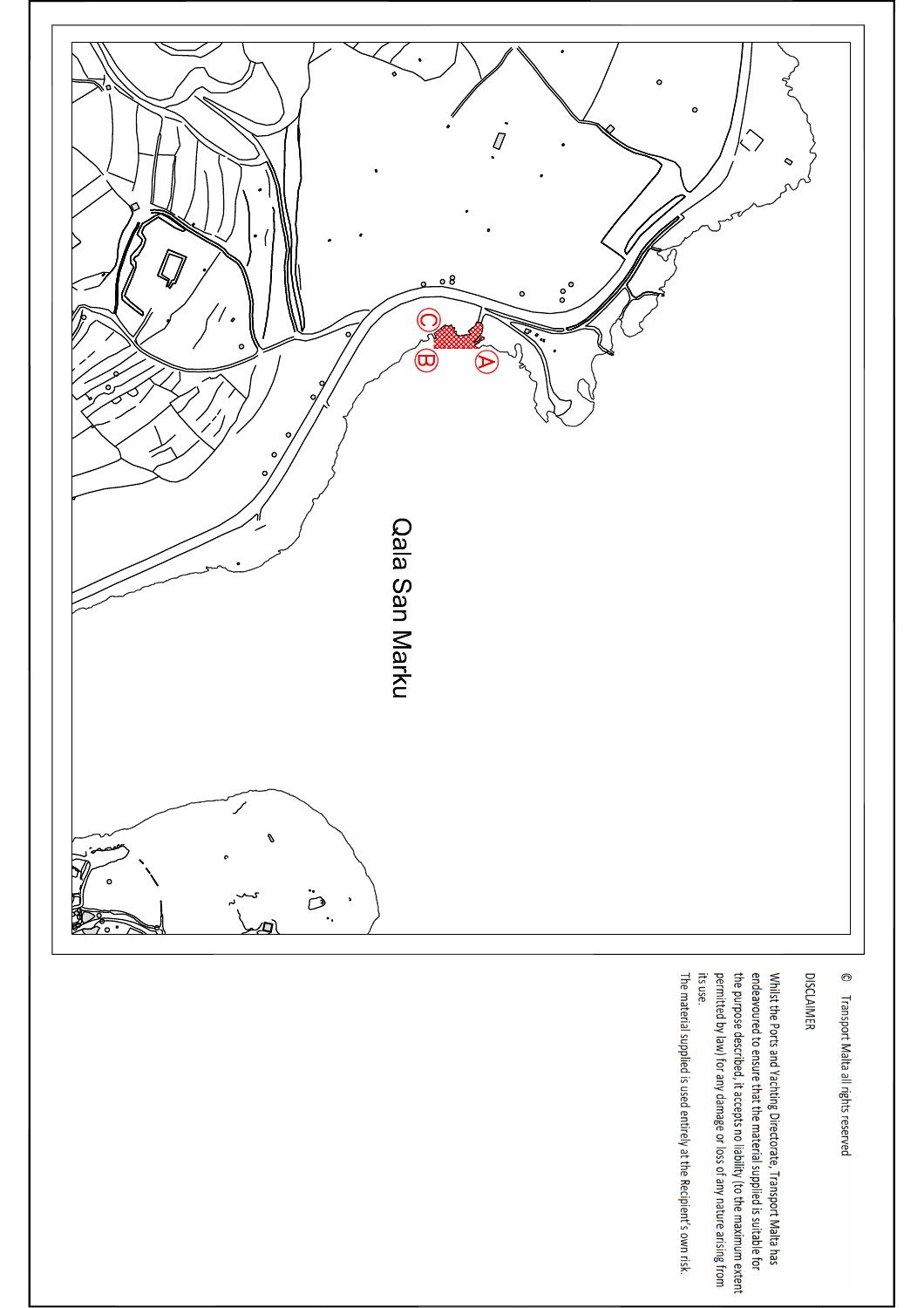Qala San Marku

A

B

C

© Transport Malta all rights reserved

DISCLAIMER

Whilst the Ports and Yachting Directorate, Transport Malta has endeavoured to ensure that the material supplied is suitable for the purpose described, it accepts no liability (to the maximum extent permitted by law) for any damage or loss of any nature arising from its use.

The material supplied is used entirely at the Recipient's own risk.